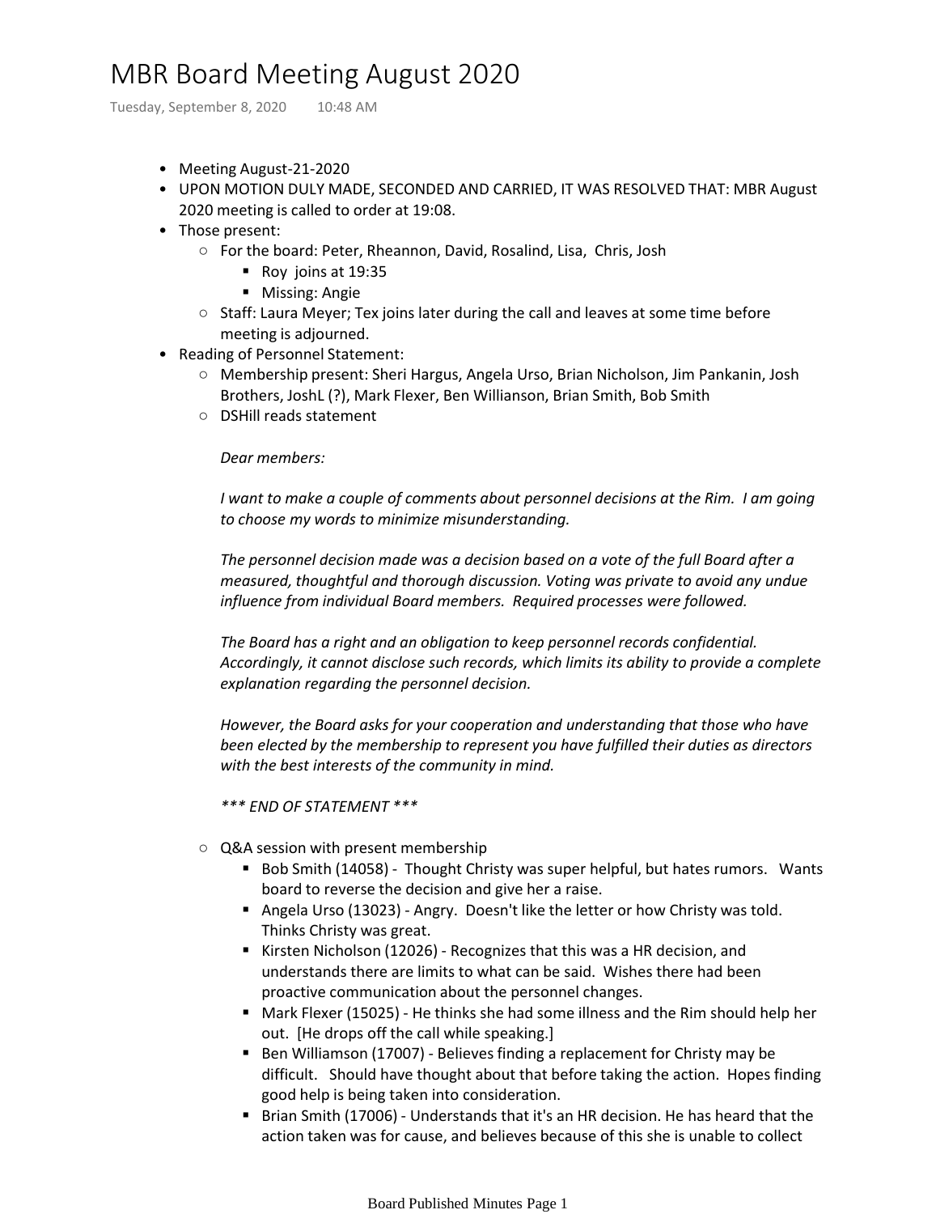# MBR Board Meeting August 2020

Tuesday, September 8, 2020 10:48 AM

- Meeting August-21-2020
- UPON MOTION DULY MADE, SECONDED AND CARRIED, IT WAS RESOLVED THAT: MBR August 2020 meeting is called to order at 19:08.
- Those present:
  - For the board: Peter, Rheannon, David, Rosalind, Lisa, Chris, Josh
    - Roy joins at 19:35
    - Missing: Angie
  - Staff: Laura Meyer; Tex joins later during the call and leaves at some time before meeting is adjourned.
- Reading of Personnel Statement:
  - Membership present: Sheri Hargus, Angela Urso, Brian Nicholson, Jim Pankanin, Josh Brothers, JoshL (?), Mark Flexer, Ben Willianson, Brian Smith, Bob Smith
  - DSHill reads statement

    *Dear members:*

    *I want to make a couple of comments about personnel decisions at the Rim. I am going to choose my words to minimize misunderstanding.*

    *The personnel decision made was a decision based on a vote of the full Board after a measured, thoughtful and thorough discussion. Voting was private to avoid any undue influence from individual Board members. Required processes were followed.*

    *The Board has a right and an obligation to keep personnel records confidential. Accordingly, it cannot disclose such records, which limits its ability to provide a complete explanation regarding the personnel decision.*

    *However, the Board asks for your cooperation and understanding that those who have been elected by the membership to represent you have fulfilled their duties as directors with the best interests of the community in mind.*

    **** END OF STATEMENT ****

  - Q&A session with present membership
    - Bob Smith (14058) - Thought Christy was super helpful, but hates rumors. Wants board to reverse the decision and give her a raise.
    - Angela Urso (13023) - Angry. Doesn't like the letter or how Christy was told. Thinks Christy was great.
    - Kirsten Nicholson (12026) - Recognizes that this was a HR decision, and understands there are limits to what can be said. Wishes there had been proactive communication about the personnel changes.
    - Mark Flexer (15025) - He thinks she had some illness and the Rim should help her out. [He drops off the call while speaking.]
    - Ben Williamson (17007) - Believes finding a replacement for Christy may be difficult. Should have thought about that before taking the action. Hopes finding good help is being taken into consideration.
    - Brian Smith (17006) - Understands that it's an HR decision. He has heard that the action taken was for cause, and believes because of this she is unable to collect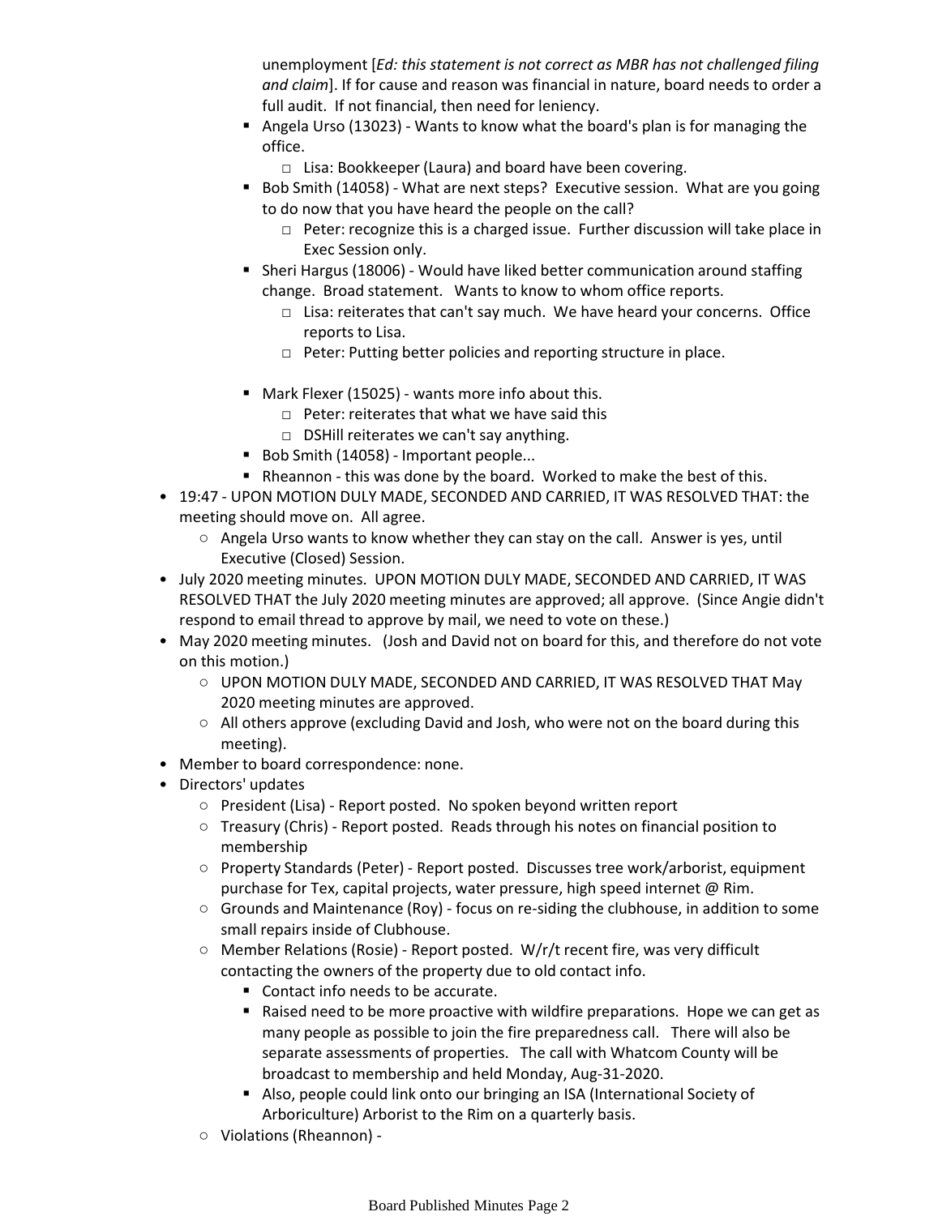unemployment [*Ed: this statement is not correct as MBR has not challenged filing and claim*]. If for cause and reason was financial in nature, board needs to order a full audit. If not financial, then need for leniency.

        - Angela Urso (13023) - Wants to know what the board's plan is for managing the office.
            - Lisa: Bookkeeper (Laura) and board have been covering.
        - Bob Smith (14058) - What are next steps? Executive session. What are you going to do now that you have heard the people on the call?
            - Peter: recognize this is a charged issue. Further discussion will take place in Exec Session only.
        - Sheri Hargus (18006) - Would have liked better communication around staffing change. Broad statement. Wants to know to whom office reports.
            - Lisa: reiterates that can't say much. We have heard your concerns. Office reports to Lisa.
            - Peter: Putting better policies and reporting structure in place.
        - Mark Flexer (15025) - wants more info about this.
            - Peter: reiterates that what we have said this
            - DSHill reiterates we can't say anything.
        - Bob Smith (14058) - Important people...
        - Rheannon - this was done by the board. Worked to make the best of this.

- 19:47 - UPON MOTION DULY MADE, SECONDED AND CARRIED, IT WAS RESOLVED THAT: the meeting should move on. All agree.
    - Angela Urso wants to know whether they can stay on the call. Answer is yes, until Executive (Closed) Session.
- July 2020 meeting minutes. UPON MOTION DULY MADE, SECONDED AND CARRIED, IT WAS RESOLVED THAT the July 2020 meeting minutes are approved; all approve. (Since Angie didn't respond to email thread to approve by mail, we need to vote on these.)
- May 2020 meeting minutes. (Josh and David not on board for this, and therefore do not vote on this motion.)
    - UPON MOTION DULY MADE, SECONDED AND CARRIED, IT WAS RESOLVED THAT May 2020 meeting minutes are approved.
    - All others approve (excluding David and Josh, who were not on the board during this meeting).
- Member to board correspondence: none.
- Directors' updates
    - President (Lisa) - Report posted. No spoken beyond written report
    - Treasury (Chris) - Report posted. Reads through his notes on financial position to membership
    - Property Standards (Peter) - Report posted. Discusses tree work/arborist, equipment purchase for Tex, capital projects, water pressure, high speed internet @ Rim.
    - Grounds and Maintenance (Roy) - focus on re-siding the clubhouse, in addition to some small repairs inside of Clubhouse.
    - Member Relations (Rosie) - Report posted. W/r/t recent fire, was very difficult contacting the owners of the property due to old contact info.
        - Contact info needs to be accurate.
        - Raised need to be more proactive with wildfire preparations. Hope we can get as many people as possible to join the fire preparedness call. There will also be separate assessments of properties. The call with Whatcom County will be broadcast to membership and held Monday, Aug-31-2020.
        - Also, people could link onto our bringing an ISA (International Society of Arboriculture) Arborist to the Rim on a quarterly basis.
    - Violations (Rheannon) -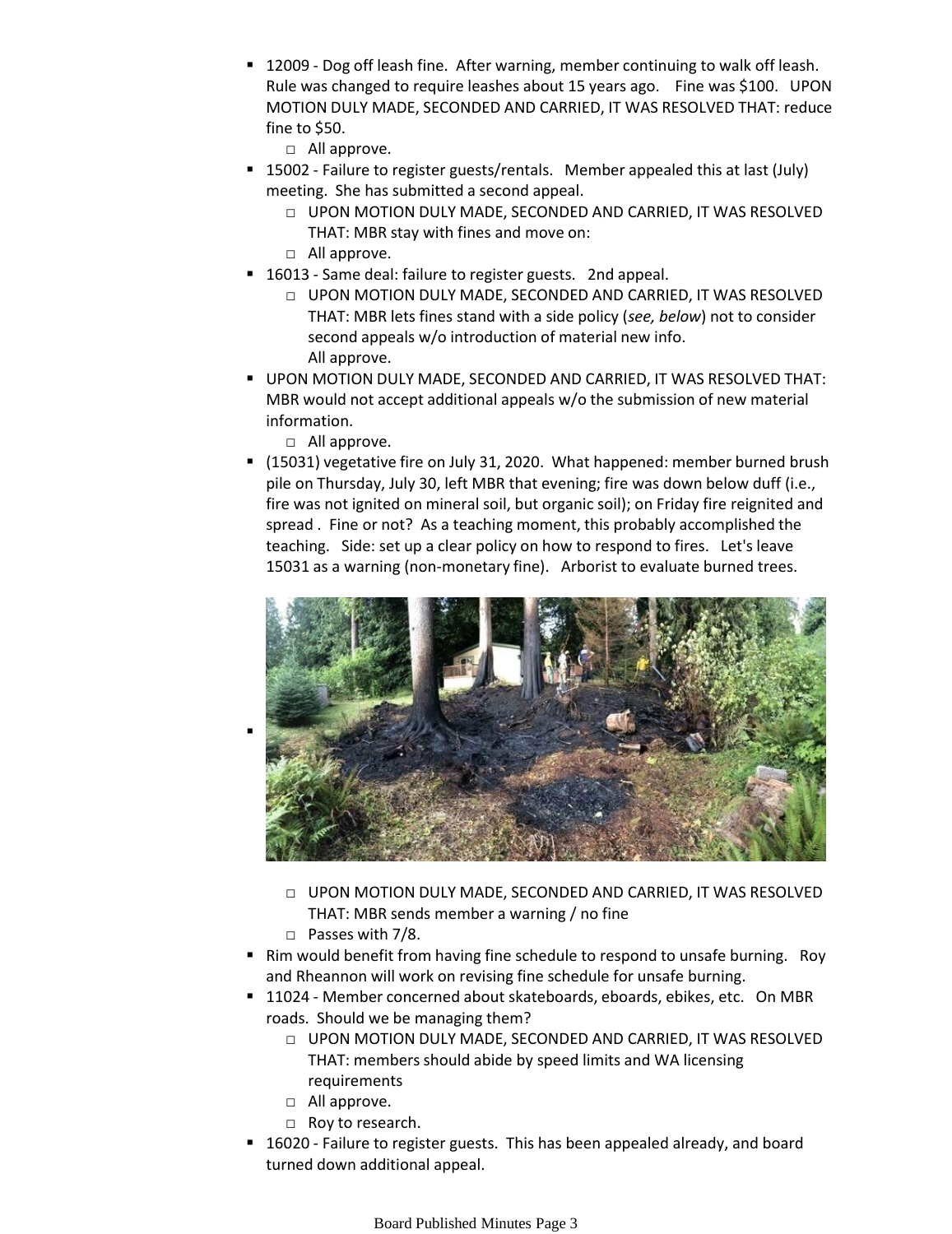- 12009 - Dog off leash fine. After warning, member continuing to walk off leash. Rule was changed to require leashes about 15 years ago. Fine was $100. UPON MOTION DULY MADE, SECONDED AND CARRIED, IT WAS RESOLVED THAT: reduce fine to $50.
  - All approve.
- 15002 - Failure to register guests/rentals. Member appealed this at last (July) meeting. She has submitted a second appeal.
  - UPON MOTION DULY MADE, SECONDED AND CARRIED, IT WAS RESOLVED THAT: MBR stay with fines and move on:
  - All approve.
- 16013 - Same deal: failure to register guests. 2nd appeal.
  - UPON MOTION DULY MADE, SECONDED AND CARRIED, IT WAS RESOLVED THAT: MBR lets fines stand with a side policy (*see, below*) not to consider second appeals w/o introduction of material new info.
    All approve.
- UPON MOTION DULY MADE, SECONDED AND CARRIED, IT WAS RESOLVED THAT: MBR would not accept additional appeals w/o the submission of new material information.
  - All approve.
- (15031) vegetative fire on July 31, 2020. What happened: member burned brush pile on Thursday, July 30, left MBR that evening; fire was down below duff (i.e., fire was not ignited on mineral soil, but organic soil); on Friday fire reignited and spread . Fine or not? As a teaching moment, this probably accomplished the teaching. Side: set up a clear policy on how to respond to fires. Let's leave 15031 as a warning (non-monetary fine). Arborist to evaluate burned trees.
-
  - UPON MOTION DULY MADE, SECONDED AND CARRIED, IT WAS RESOLVED THAT: MBR sends member a warning / no fine
  - Passes with 7/8.
- Rim would benefit from having fine schedule to respond to unsafe burning. Roy and Rheannon will work on revising fine schedule for unsafe burning.
- 11024 - Member concerned about skateboards, eboards, ebikes, etc. On MBR roads. Should we be managing them?
  - UPON MOTION DULY MADE, SECONDED AND CARRIED, IT WAS RESOLVED THAT: members should abide by speed limits and WA licensing requirements
  - All approve.
  - Roy to research.
- 16020 - Failure to register guests. This has been appealed already, and board turned down additional appeal.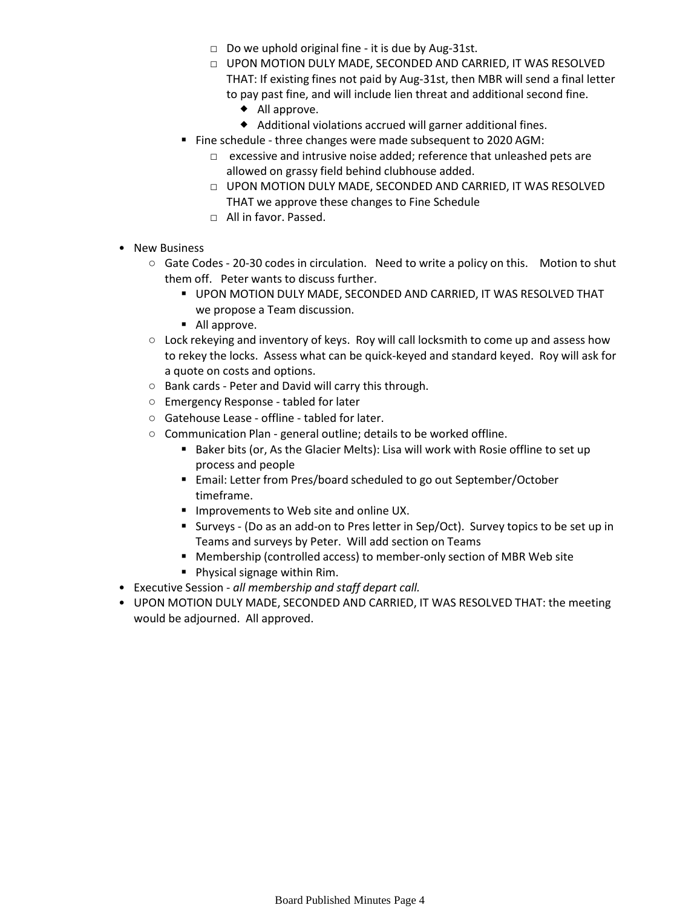- Do we uphold original fine - it is due by Aug-31st.
        - UPON MOTION DULY MADE, SECONDED AND CARRIED, IT WAS RESOLVED THAT: If existing fines not paid by Aug-31st, then MBR will send a final letter to pay past fine, and will include lien threat and additional second fine.
            - All approve.
            - Additional violations accrued will garner additional fines.
    - Fine schedule - three changes were made subsequent to 2020 AGM:
        - excessive and intrusive noise added; reference that unleashed pets are allowed on grassy field behind clubhouse added.
        - UPON MOTION DULY MADE, SECONDED AND CARRIED, IT WAS RESOLVED THAT we approve these changes to Fine Schedule
        - All in favor. Passed.

- New Business
    - Gate Codes - 20-30 codes in circulation. Need to write a policy on this. Motion to shut them off. Peter wants to discuss further.
        - UPON MOTION DULY MADE, SECONDED AND CARRIED, IT WAS RESOLVED THAT we propose a Team discussion.
        - All approve.
    - Lock rekeying and inventory of keys. Roy will call locksmith to come up and assess how to rekey the locks. Assess what can be quick-keyed and standard keyed. Roy will ask for a quote on costs and options.
    - Bank cards - Peter and David will carry this through.
    - Emergency Response - tabled for later
    - Gatehouse Lease - offline - tabled for later.
    - Communication Plan - general outline; details to be worked offline.
        - Baker bits (or, As the Glacier Melts): Lisa will work with Rosie offline to set up process and people
        - Email: Letter from Pres/board scheduled to go out September/October timeframe.
        - Improvements to Web site and online UX.
        - Surveys - (Do as an add-on to Pres letter in Sep/Oct). Survey topics to be set up in Teams and surveys by Peter. Will add section on Teams
        - Membership (controlled access) to member-only section of MBR Web site
        - Physical signage within Rim.
- Executive Session - *all membership and staff depart call.*
- UPON MOTION DULY MADE, SECONDED AND CARRIED, IT WAS RESOLVED THAT: the meeting would be adjourned. All approved.